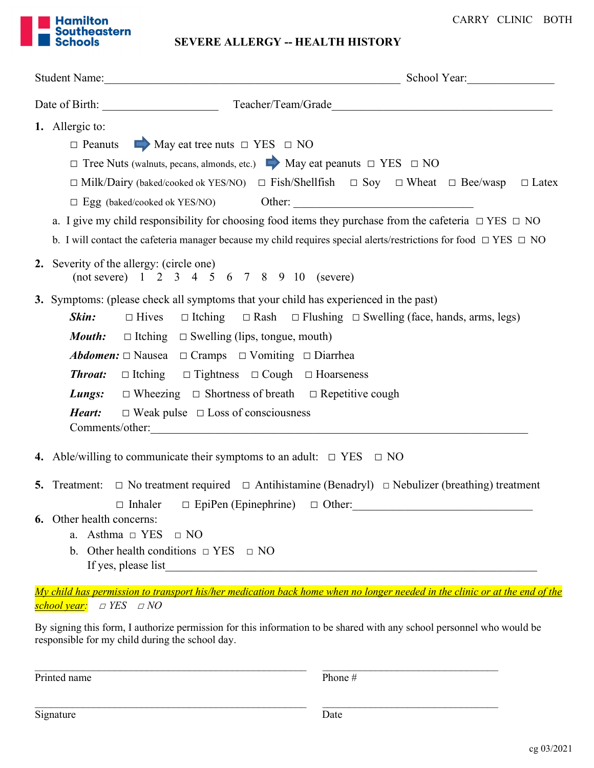Hamilton Southeastern Schools

CARRY CLINIC BOTH

# SEVERE ALLERGY -- HEALTH HISTORY

Student Name:_______________________________________________ School Year:_____________

Date of Birth: ___________________ Teacher/Team/Grade____________________________________

**1.** Allergic to:

☐ Peanuts ➡ May eat tree nuts ☐ YES ☐ NO

☐ Tree Nuts (walnuts, pecans, almonds, etc.) ➡ May eat peanuts ☐ YES ☐ NO

☐ Milk/Dairy (baked/cooked ok YES/NO) ☐ Fish/Shellfish ☐ Soy ☐ Wheat ☐ Bee/wasp ☐ Latex

☐ Egg (baked/cooked ok YES/NO) Other: ______________________________

a. I give my child responsibility for choosing food items they purchase from the cafeteria ☐ YES ☐ NO

b. I will contact the cafeteria manager because my child requires special alerts/restrictions for food ☐ YES ☐ NO

**2.** Severity of the allergy: (circle one)

(not severe) 1 2 3 4 5 6 7 8 9 10 (severe)

**3.** Symptoms: (please check all symptoms that your child has experienced in the past)

***Skin:*** ☐ Hives ☐ Itching ☐ Rash ☐ Flushing ☐ Swelling (face, hands, arms, legs)

***Mouth:*** ☐ Itching ☐ Swelling (lips, tongue, mouth)

***Abdomen:*** ☐ Nausea ☐ Cramps ☐ Vomiting ☐ Diarrhea

***Throat:*** ☐ Itching ☐ Tightness ☐ Cough ☐ Hoarseness

***Lungs:*** ☐ Wheezing ☐ Shortness of breath ☐ Repetitive cough

***Heart:*** ☐ Weak pulse ☐ Loss of consciousness

Comments/other:_________________________________________________________________

**4.** Able/willing to communicate their symptoms to an adult: ☐ YES ☐ NO

**5.** Treatment: ☐ No treatment required ☐ Antihistamine (Benadryl) ☐ Nebulizer (breathing) treatment

☐ Inhaler ☐ EpiPen (Epinephrine) ☐ Other:_____________________________

**6.** Other health concerns:

a. Asthma ☐ YES ☐ NO

b. Other health conditions ☐ YES ☐ NO

If yes, please list_____________________________________________________________

*My child has permission to transport his/her medication back home when no longer needed in the clinic or at the end of the school year:* ☐ YES ☐ NO

By signing this form, I authorize permission for this information to be shared with any school personnel who would be responsible for my child during the school day.

_______________________________________________ ______________________________
Printed name Phone #

_______________________________________________ ______________________________
Signature Date

cg 03/2021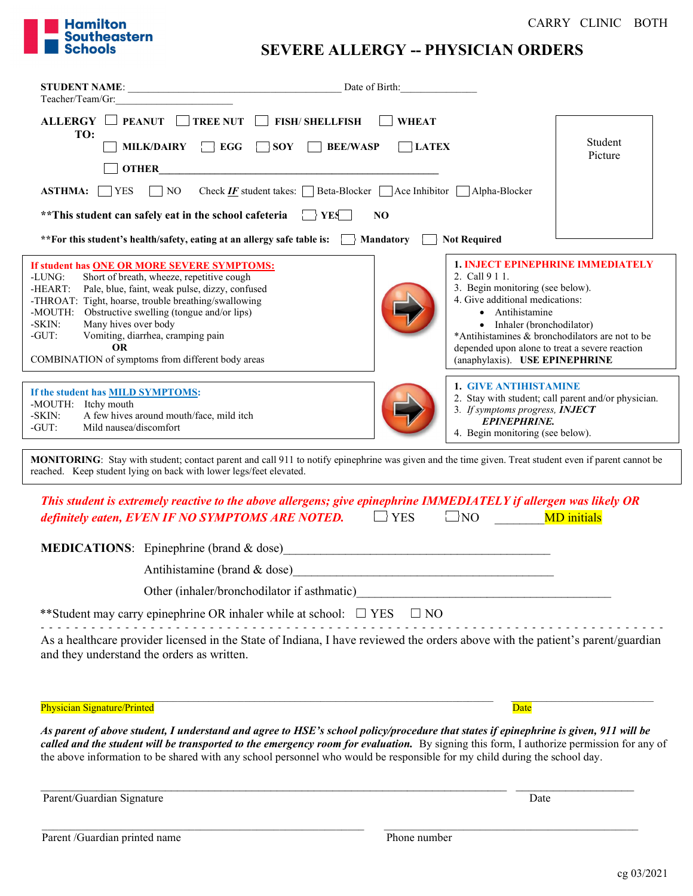Hamilton Southeastern Schools

CARRY CLINIC BOTH

# SEVERE ALLERGY -- PHYSICIAN ORDERS

**STUDENT NAME**: ________________________________________ Date of Birth:_______________

Teacher/Team/Gr:________________________

**ALLERGY TO:** ☐ **PEANUT** ☐ **TREE NUT** ☐ **FISH/ SHELLFISH** ☐ **WHEAT**

☐ **MILK/DAIRY** ☐ **EGG** ☐ **SOY** ☐ **BEE/WASP** ☐ **LATEX**

☐ **OTHER**_____________________________________________________

Student Picture

**ASTHMA:** ☐ YES ☐ NO Check ***IF*** student takes: ☐ Beta-Blocker ☐ Ace Inhibitor ☐ Alpha-Blocker

****This student can safely eat in the school cafeteria** ☐ **YES** ☐ **NO**

****For this student's health/safety, eating at an allergy safe table is:** ☐ **Mandatory** ☐ **Not Required**

| | |
|---|---|
| **If student has ONE OR MORE SEVERE SYMPTOMS:**<br>-LUNG: Short of breath, wheeze, repetitive cough<br>-HEART: Pale, blue, faint, weak pulse, dizzy, confused<br>-THROAT: Tight, hoarse, trouble breathing/swallowing<br>-MOUTH: Obstructive swelling (tongue and/or lips)<br>-SKIN: Many hives over body<br>-GUT: Vomiting, diarrhea, cramping pain<br>**OR**<br>COMBINATION of symptoms from different body areas | **1. INJECT EPINEPHRINE IMMEDIATELY**<br>2. Call 9 1 1.<br>3. Begin monitoring (see below).<br>4. Give additional medications:<br>• Antihistamine<br>• Inhaler (bronchodilator)<br>*Antihistamines & bronchodilators are not to be depended upon alone to treat a severe reaction (anaphylaxis). **USE EPINEPHRINE** |
| **If the student has MILD SYMPTOMS:**<br>-MOUTH: Itchy mouth<br>-SKIN: A few hives around mouth/face, mild itch<br>-GUT: Mild nausea/discomfort | **1. GIVE ANTIHISTAMINE**<br>2. Stay with student; call parent and/or physician.<br>3. *If symptoms progress,* ***INJECT EPINEPHRINE.***<br>4. Begin monitoring (see below). |

**MONITORING**: Stay with student; contact parent and call 911 to notify epinephrine was given and the time given. Treat student even if parent cannot be reached. Keep student lying on back with lower legs/feet elevated.

***This student is extremely reactive to the above allergens; give epinephrine IMMEDIATELY if allergen was likely OR definitely eaten, EVEN IF NO SYMPTOMS ARE NOTED.*** ☐ YES ☐ NO ________MD initials

**MEDICATIONS**: Epinephrine (brand & dose)_____________________________________________

Antihistamine (brand & dose)_____________________________________________

Other (inhaler/bronchodilator if asthmatic)_____________________________________________

**Student may carry epinephrine OR inhaler while at school: ☐ YES ☐ NO

- - - - - - - - - - - - - - - - - - - - - - - - - - - - - - - - - - - - - - - - - - - - - - - - - - - - - - - - - - - - - - - -

As a healthcare provider licensed in the State of Indiana, I have reviewed the orders above with the patient's parent/guardian and they understand the orders as written.

_____________________________________________________________ ____________________

Physician Signature/Printed Date

***As parent of above student, I understand and agree to HSE's school policy/procedure that states if epinephrine is given, 911 will be called and the student will be transported to the emergency room for evaluation.*** By signing this form, I authorize permission for any of the above information to be shared with any school personnel who would be responsible for my child during the school day.

_____________________________________________________________ ____________________

Parent/Guardian Signature Date

____________________________________________ ____________________________________

Parent /Guardian printed name Phone number

cg 03/2021